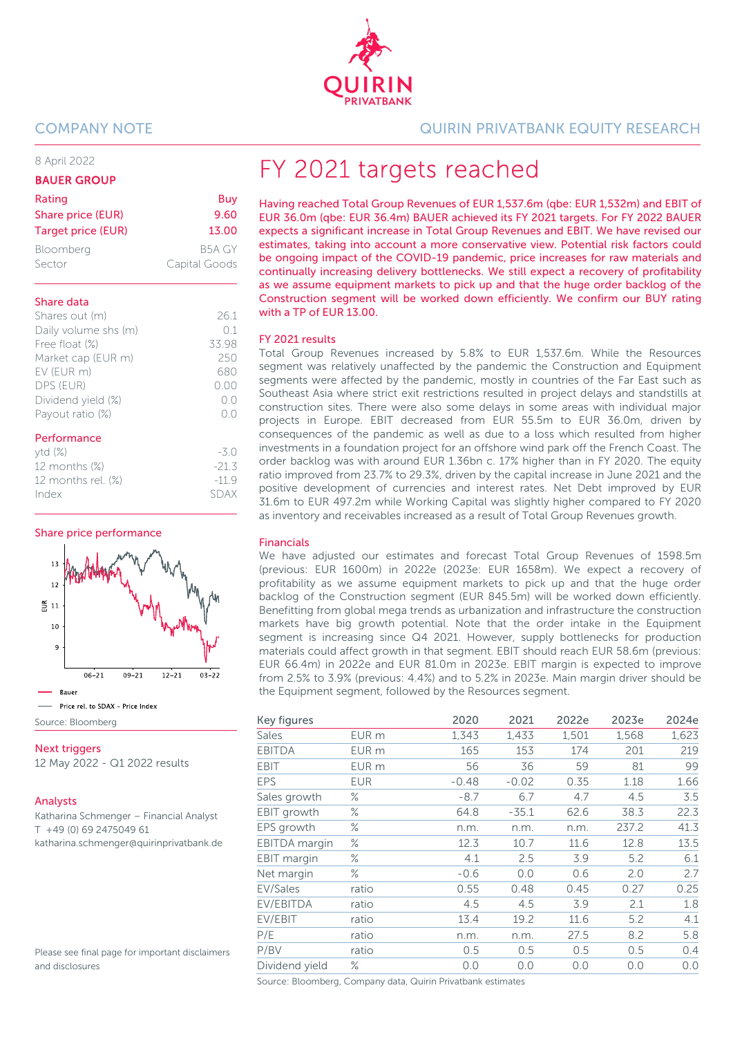QUIRIN PRIVATBANK

COMPANY NOTE

QUIRIN PRIVATBANK EQUITY RESEARCH

8 April 2022

## BAUER GROUP

| | |
|---|---|
| Rating | Buy |
| Share price (EUR) | 9.60 |
| Target price (EUR) | 13.00 |
| Bloomberg | B5A GY |
| Sector | Capital Goods |

**Share data**

| | |
|---|---|
| Shares out (m) | 26.1 |
| Daily volume shs (m) | 0.1 |
| Free float (%) | 33.98 |
| Market cap (EUR m) | 250 |
| EV (EUR m) | 680 |
| DPS (EUR) | 0.00 |
| Dividend yield (%) | 0.0 |
| Payout ratio (%) | 0.0 |

**Performance**

| | |
|---|---|
| ytd (%) | -3.0 |
| 12 months (%) | -21.3 |
| 12 months rel. (%) | -11.9 |
| Index | SDAX |

**Share price performance**

Bauer

Price rel. to SDAX - Price Index

Source: Bloomberg

**Next triggers**

12 May 2022 - Q1 2022 results

**Analysts**

Katharina Schmenger – Financial Analyst
T +49 (0) 69 2475049 61
katharina.schmenger@quirinprivatbank.de

Please see final page for important disclaimers and disclosures

# FY 2021 targets reached

**Having reached Total Group Revenues of EUR 1,537.6m (qbe: EUR 1,532m) and EBIT of EUR 36.0m (qbe: EUR 36.4m) BAUER achieved its FY 2021 targets. For FY 2022 BAUER expects a significant increase in Total Group Revenues and EBIT. We have revised our estimates, taking into account a more conservative view. Potential risk factors could be ongoing impact of the COVID-19 pandemic, price increases for raw materials and continually increasing delivery bottlenecks. We still expect a recovery of profitability as we assume equipment markets to pick up and that the huge order backlog of the Construction segment will be worked down efficiently. We confirm our BUY rating with a TP of EUR 13.00.**

### FY 2021 results

Total Group Revenues increased by 5.8% to EUR 1,537.6m. While the Resources segment was relatively unaffected by the pandemic the Construction and Equipment segments were affected by the pandemic, mostly in countries of the Far East such as Southeast Asia where strict exit restrictions resulted in project delays and standstills at construction sites. There were also some delays in some areas with individual major projects in Europe. EBIT decreased from EUR 55.5m to EUR 36.0m, driven by consequences of the pandemic as well as due to a loss which resulted from higher investments in a foundation project for an offshore wind park off the French Coast. The order backlog was with around EUR 1.36bn c. 17% higher than in FY 2020. The equity ratio improved from 23.7% to 29.3%, driven by the capital increase in June 2021 and the positive development of currencies and interest rates. Net Debt improved by EUR 31.6m to EUR 497.2m while Working Capital was slightly higher compared to FY 2020 as inventory and receivables increased as a result of Total Group Revenues growth.

### Financials

We have adjusted our estimates and forecast Total Group Revenues of 1598.5m (previous: EUR 1600m) in 2022e (2023e: EUR 1658m). We expect a recovery of profitability as we assume equipment markets to pick up and that the huge order backlog of the Construction segment (EUR 845.5m) will be worked down efficiently. Benefitting from global mega trends as urbanization and infrastructure the construction markets have big growth potential. Note that the order intake in the Equipment segment is increasing since Q4 2021. However, supply bottlenecks for production materials could affect growth in that segment. EBIT should reach EUR 58.6m (previous: EUR 66.4m) in 2022e and EUR 81.0m in 2023e. EBIT margin is expected to improve from 2.5% to 3.9% (previous: 4.4%) and to 5.2% in 2023e. Main margin driver should be the Equipment segment, followed by the Resources segment.

| Key figures | | 2020 | 2021 | 2022e | 2023e | 2024e |
|---|---|---|---|---|---|---|
| Sales | EUR m | 1,343 | 1,433 | 1,501 | 1,568 | 1,623 |
| EBITDA | EUR m | 165 | 153 | 174 | 201 | 219 |
| EBIT | EUR m | 56 | 36 | 59 | 81 | 99 |
| EPS | EUR | -0.48 | -0.02 | 0.35 | 1.18 | 1.66 |
| Sales growth | % | -8.7 | 6.7 | 4.7 | 4.5 | 3.5 |
| EBIT growth | % | 64.8 | -35.1 | 62.6 | 38.3 | 22.3 |
| EPS growth | % | n.m. | n.m. | n.m. | 237.2 | 41.3 |
| EBITDA margin | % | 12.3 | 10.7 | 11.6 | 12.8 | 13.5 |
| EBIT margin | % | 4.1 | 2.5 | 3.9 | 5.2 | 6.1 |
| Net margin | % | -0.6 | 0.0 | 0.6 | 2.0 | 2.7 |
| EV/Sales | ratio | 0.55 | 0.48 | 0.45 | 0.27 | 0.25 |
| EV/EBITDA | ratio | 4.5 | 4.5 | 3.9 | 2.1 | 1.8 |
| EV/EBIT | ratio | 13.4 | 19.2 | 11.6 | 5.2 | 4.1 |
| P/E | ratio | n.m. | n.m. | 27.5 | 8.2 | 5.8 |
| P/BV | ratio | 0.5 | 0.5 | 0.5 | 0.5 | 0.4 |
| Dividend yield | % | 0.0 | 0.0 | 0.0 | 0.0 | 0.0 |

Source: Bloomberg, Company data, Quirin Privatbank estimates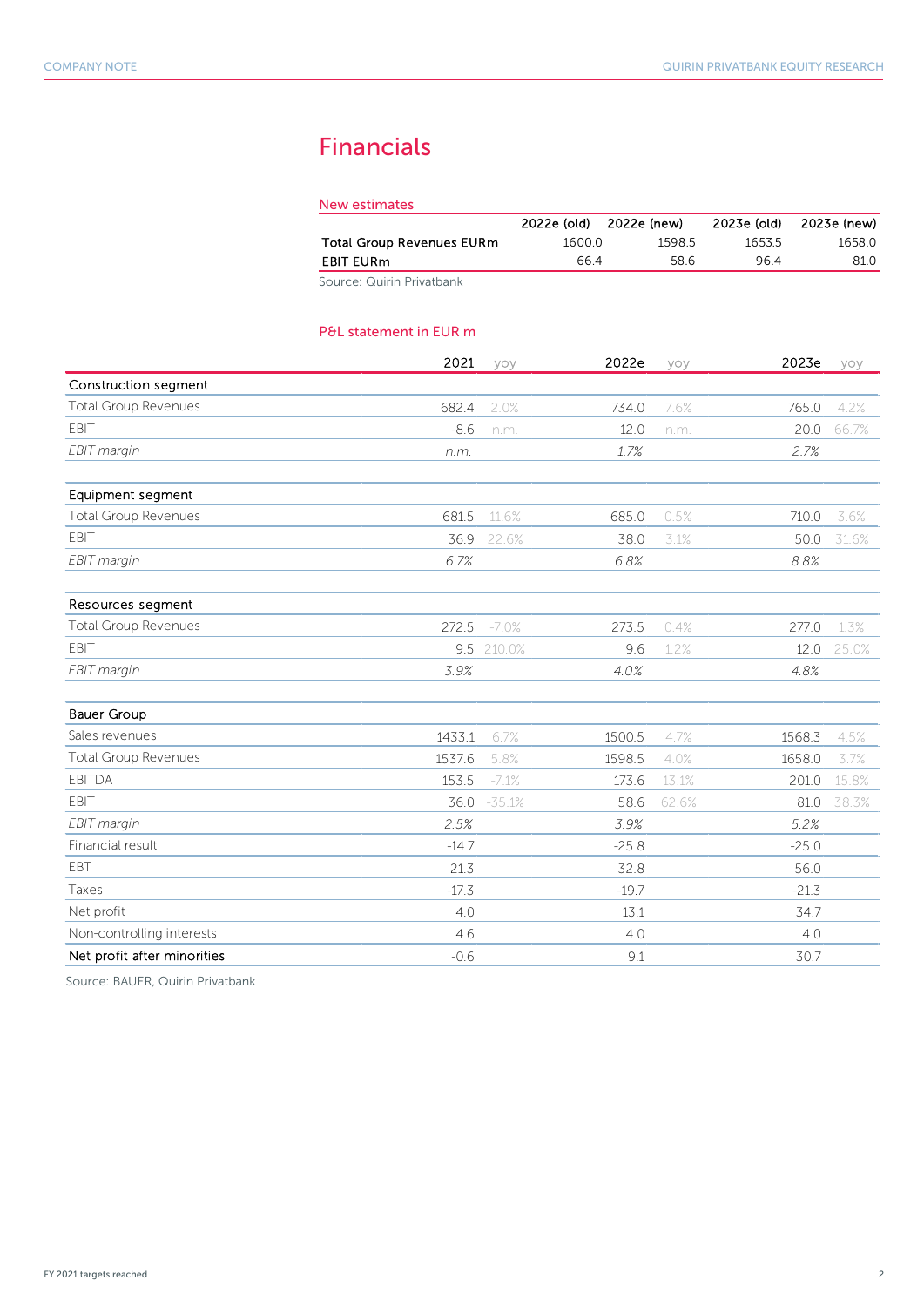# Financials

## New estimates

| | 2022e (old) | 2022e (new) | 2023e (old) | 2023e (new) |
|---|---|---|---|---|
| **Total Group Revenues EURm** | 1600.0 | 1598.5 | 1653.5 | 1658.0 |
| **EBIT EURm** | 66.4 | 58.6 | 96.4 | 81.0 |

Source: Quirin Privatbank

## P&L statement in EUR m

| | 2021 | yoy | 2022e | yoy | 2023e | yoy |
|---|---|---|---|---|---|---|
| **Construction segment** | | | | | | |
| Total Group Revenues | 682.4 | 2.0% | 734.0 | 7.6% | 765.0 | 4.2% |
| EBIT | -8.6 | n.m. | 12.0 | n.m. | 20.0 | 66.7% |
| *EBIT margin* | *n.m.* | | *1.7%* | | *2.7%* | |
| | | | | | | |
| **Equipment segment** | | | | | | |
| Total Group Revenues | 681.5 | 11.6% | 685.0 | 0.5% | 710.0 | 3.6% |
| EBIT | 36.9 | 22.6% | 38.0 | 3.1% | 50.0 | 31.6% |
| *EBIT margin* | *6.7%* | | *6.8%* | | *8.8%* | |
| | | | | | | |
| **Resources segment** | | | | | | |
| Total Group Revenues | 272.5 | -7.0% | 273.5 | 0.4% | 277.0 | 1.3% |
| EBIT | 9.5 | 210.0% | 9.6 | 1.2% | 12.0 | 25.0% |
| *EBIT margin* | *3.9%* | | *4.0%* | | *4.8%* | |
| | | | | | | |
| **Bauer Group** | | | | | | |
| Sales revenues | 1433.1 | 6.7% | 1500.5 | 4.7% | 1568.3 | 4.5% |
| Total Group Revenues | 1537.6 | 5.8% | 1598.5 | 4.0% | 1658.0 | 3.7% |
| EBITDA | 153.5 | -7.1% | 173.6 | 13.1% | 201.0 | 15.8% |
| EBIT | 36.0 | -35.1% | 58.6 | 62.6% | 81.0 | 38.3% |
| *EBIT margin* | *2.5%* | | *3.9%* | | *5.2%* | |
| Financial result | -14.7 | | -25.8 | | -25.0 | |
| EBT | 21.3 | | 32.8 | | 56.0 | |
| Taxes | -17.3 | | -19.7 | | -21.3 | |
| Net profit | 4.0 | | 13.1 | | 34.7 | |
| Non-controlling interests | 4.6 | | 4.0 | | 4.0 | |
| **Net profit after minorities** | -0.6 | | 9.1 | | 30.7 | |

Source: BAUER, Quirin Privatbank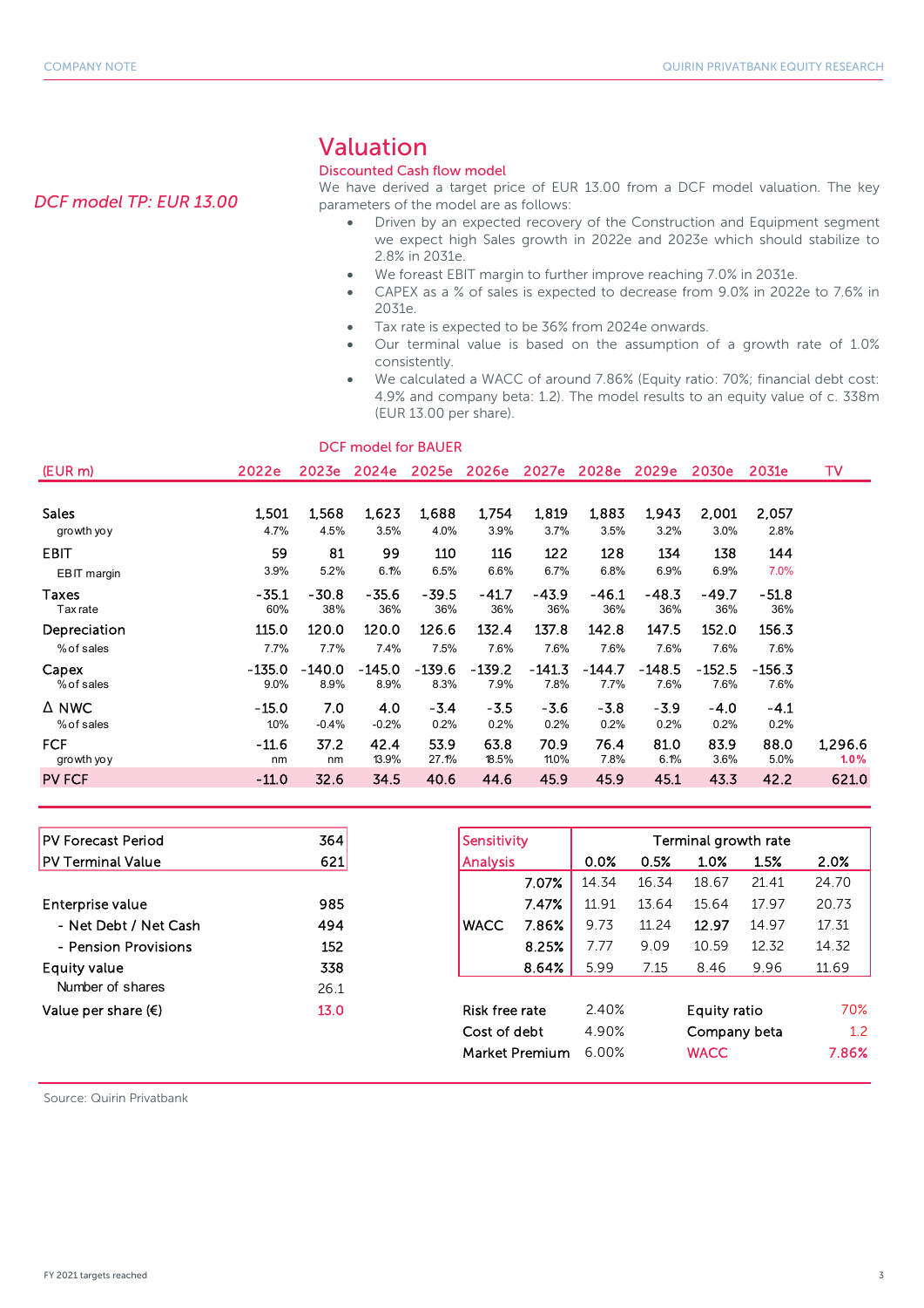*DCF model TP: EUR 13.00*

## Valuation

### Discounted Cash flow model

We have derived a target price of EUR 13.00 from a DCF model valuation. The key parameters of the model are as follows:

- Driven by an expected recovery of the Construction and Equipment segment we expect high Sales growth in 2022e and 2023e which should stabilize to 2.8% in 2031e.
- We foreast EBIT margin to further improve reaching 7.0% in 2031e.
- CAPEX as a % of sales is expected to decrease from 9.0% in 2022e to 7.6% in 2031e.
- Tax rate is expected to be 36% from 2024e onwards.
- Our terminal value is based on the assumption of a growth rate of 1.0% consistently.
- We calculated a WACC of around 7.86% (Equity ratio: 70%; financial debt cost: 4.9% and company beta: 1.2). The model results to an equity value of c. 338m (EUR 13.00 per share).

DCF model for BAUER

| (EUR m) | 2022e | 2023e | 2024e | 2025e | 2026e | 2027e | 2028e | 2029e | 2030e | 2031e | TV |
|---|---|---|---|---|---|---|---|---|---|---|---|
| Sales | 1,501 | 1,568 | 1,623 | 1,688 | 1,754 | 1,819 | 1,883 | 1,943 | 2,001 | 2,057 | |
| growth yoy | 4.7% | 4.5% | 3.5% | 4.0% | 3.9% | 3.7% | 3.5% | 3.2% | 3.0% | 2.8% | |
| EBIT | 59 | 81 | 99 | 110 | 116 | 122 | 128 | 134 | 138 | 144 | |
| EBIT margin | 3.9% | 5.2% | 6.1% | 6.5% | 6.6% | 6.7% | 6.8% | 6.9% | 6.9% | 7.0% | |
| Taxes | -35.1 | -30.8 | -35.6 | -39.5 | -41.7 | -43.9 | -46.1 | -48.3 | -49.7 | -51.8 | |
| Tax rate | 60% | 38% | 36% | 36% | 36% | 36% | 36% | 36% | 36% | 36% | |
| Depreciation | 115.0 | 120.0 | 120.0 | 126.6 | 132.4 | 137.8 | 142.8 | 147.5 | 152.0 | 156.3 | |
| % of sales | 7.7% | 7.7% | 7.4% | 7.5% | 7.6% | 7.6% | 7.6% | 7.6% | 7.6% | 7.6% | |
| Capex | -135.0 | -140.0 | -145.0 | -139.6 | -139.2 | -141.3 | -144.7 | -148.5 | -152.5 | -156.3 | |
| % of sales | 9.0% | 8.9% | 8.9% | 8.3% | 7.9% | 7.8% | 7.7% | 7.6% | 7.6% | 7.6% | |
| Δ NWC | -15.0 | 7.0 | 4.0 | -3.4 | -3.5 | -3.6 | -3.8 | -3.9 | -4.0 | -4.1 | |
| % of sales | 1.0% | -0.4% | -0.2% | 0.2% | 0.2% | 0.2% | 0.2% | 0.2% | 0.2% | 0.2% | |
| FCF | -11.6 | 37.2 | 42.4 | 53.9 | 63.8 | 70.9 | 76.4 | 81.0 | 83.9 | 88.0 | 1,296.6 |
| growth yoy | nm | nm | 13.9% | 27.1% | 18.5% | 11.0% | 7.8% | 6.1% | 3.6% | 5.0% | 1.0% |
| PV FCF | -11.0 | 32.6 | 34.5 | 40.6 | 44.6 | 45.9 | 45.9 | 45.1 | 43.3 | 42.2 | 621.0 |

| | |
|---|---|
| PV Forecast Period | 364 |
| PV Terminal Value | 621 |
| | |
| Enterprise value | 985 |
| - Net Debt / Net Cash | 494 |
| - Pension Provisions | 152 |
| Equity value | 338 |
| Number of shares | 26.1 |
| Value per share (€) | 13.0 |

| Sensitivity Analysis | | Terminal growth rate | | | | |
|---|---|---|---|---|---|---|
| | | 0.0% | 0.5% | 1.0% | 1.5% | 2.0% |
| | 7.07% | 14.34 | 16.34 | 18.67 | 21.41 | 24.70 |
| | 7.47% | 11.91 | 13.64 | 15.64 | 17.97 | 20.73 |
| WACC | 7.86% | 9.73 | 11.24 | 12.97 | 14.97 | 17.31 |
| | 8.25% | 7.77 | 9.09 | 10.59 | 12.32 | 14.32 |
| | 8.64% | 5.99 | 7.15 | 8.46 | 9.96 | 11.69 |

| | | | |
|---|---|---|---|
| Risk free rate | 2.40% | Equity ratio | 70% |
| Cost of debt | 4.90% | Company beta | 1.2 |
| Market Premium | 6.00% | WACC | 7.86% |

Source: Quirin Privatbank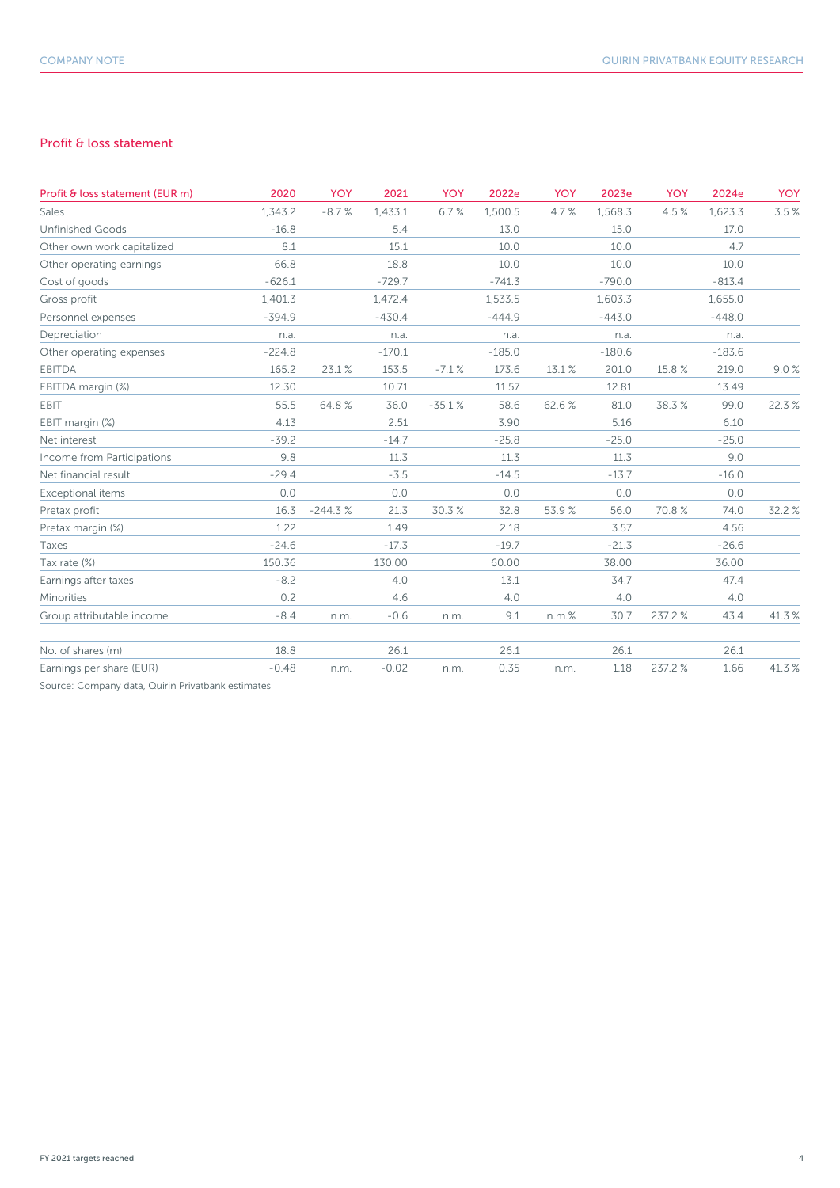## Profit & loss statement

| Profit & loss statement (EUR m) | 2020 | YOY | 2021 | YOY | 2022e | YOY | 2023e | YOY | 2024e | YOY |
|---|---|---|---|---|---|---|---|---|---|---|
| Sales | 1,343.2 | -8.7 % | 1,433.1 | 6.7 % | 1,500.5 | 4.7 % | 1,568.3 | 4.5 % | 1,623.3 | 3.5 % |
| Unfinished Goods | -16.8 | | 5.4 | | 13.0 | | 15.0 | | 17.0 | |
| Other own work capitalized | 8.1 | | 15.1 | | 10.0 | | 10.0 | | 4.7 | |
| Other operating earnings | 66.8 | | 18.8 | | 10.0 | | 10.0 | | 10.0 | |
| Cost of goods | -626.1 | | -729.7 | | -741.3 | | -790.0 | | -813.4 | |
| Gross profit | 1,401.3 | | 1,472.4 | | 1,533.5 | | 1,603.3 | | 1,655.0 | |
| Personnel expenses | -394.9 | | -430.4 | | -444.9 | | -443.0 | | -448.0 | |
| Depreciation | n.a. | | n.a. | | n.a. | | n.a. | | n.a. | |
| Other operating expenses | -224.8 | | -170.1 | | -185.0 | | -180.6 | | -183.6 | |
| EBITDA | 165.2 | 23.1 % | 153.5 | -7.1 % | 173.6 | 13.1 % | 201.0 | 15.8 % | 219.0 | 9.0 % |
| EBITDA margin (%) | 12.30 | | 10.71 | | 11.57 | | 12.81 | | 13.49 | |
| EBIT | 55.5 | 64.8 % | 36.0 | -35.1 % | 58.6 | 62.6 % | 81.0 | 38.3 % | 99.0 | 22.3 % |
| EBIT margin (%) | 4.13 | | 2.51 | | 3.90 | | 5.16 | | 6.10 | |
| Net interest | -39.2 | | -14.7 | | -25.8 | | -25.0 | | -25.0 | |
| Income from Participations | 9.8 | | 11.3 | | 11.3 | | 11.3 | | 9.0 | |
| Net financial result | -29.4 | | -3.5 | | -14.5 | | -13.7 | | -16.0 | |
| Exceptional items | 0.0 | | 0.0 | | 0.0 | | 0.0 | | 0.0 | |
| Pretax profit | 16.3 | -244.3 % | 21.3 | 30.3 % | 32.8 | 53.9 % | 56.0 | 70.8 % | 74.0 | 32.2 % |
| Pretax margin (%) | 1.22 | | 1.49 | | 2.18 | | 3.57 | | 4.56 | |
| Taxes | -24.6 | | -17.3 | | -19.7 | | -21.3 | | -26.6 | |
| Tax rate (%) | 150.36 | | 130.00 | | 60.00 | | 38.00 | | 36.00 | |
| Earnings after taxes | -8.2 | | 4.0 | | 13.1 | | 34.7 | | 47.4 | |
| Minorities | 0.2 | | 4.6 | | 4.0 | | 4.0 | | 4.0 | |
| Group attributable income | -8.4 | n.m. | -0.6 | n.m. | 9.1 | n.m.% | 30.7 | 237.2 % | 43.4 | 41.3 % |
| | | | | | | | | | | |
| No. of shares (m) | 18.8 | | 26.1 | | 26.1 | | 26.1 | | 26.1 | |
| Earnings per share (EUR) | -0.48 | n.m. | -0.02 | n.m. | 0.35 | n.m. | 1.18 | 237.2 % | 1.66 | 41.3 % |

Source: Company data, Quirin Privatbank estimates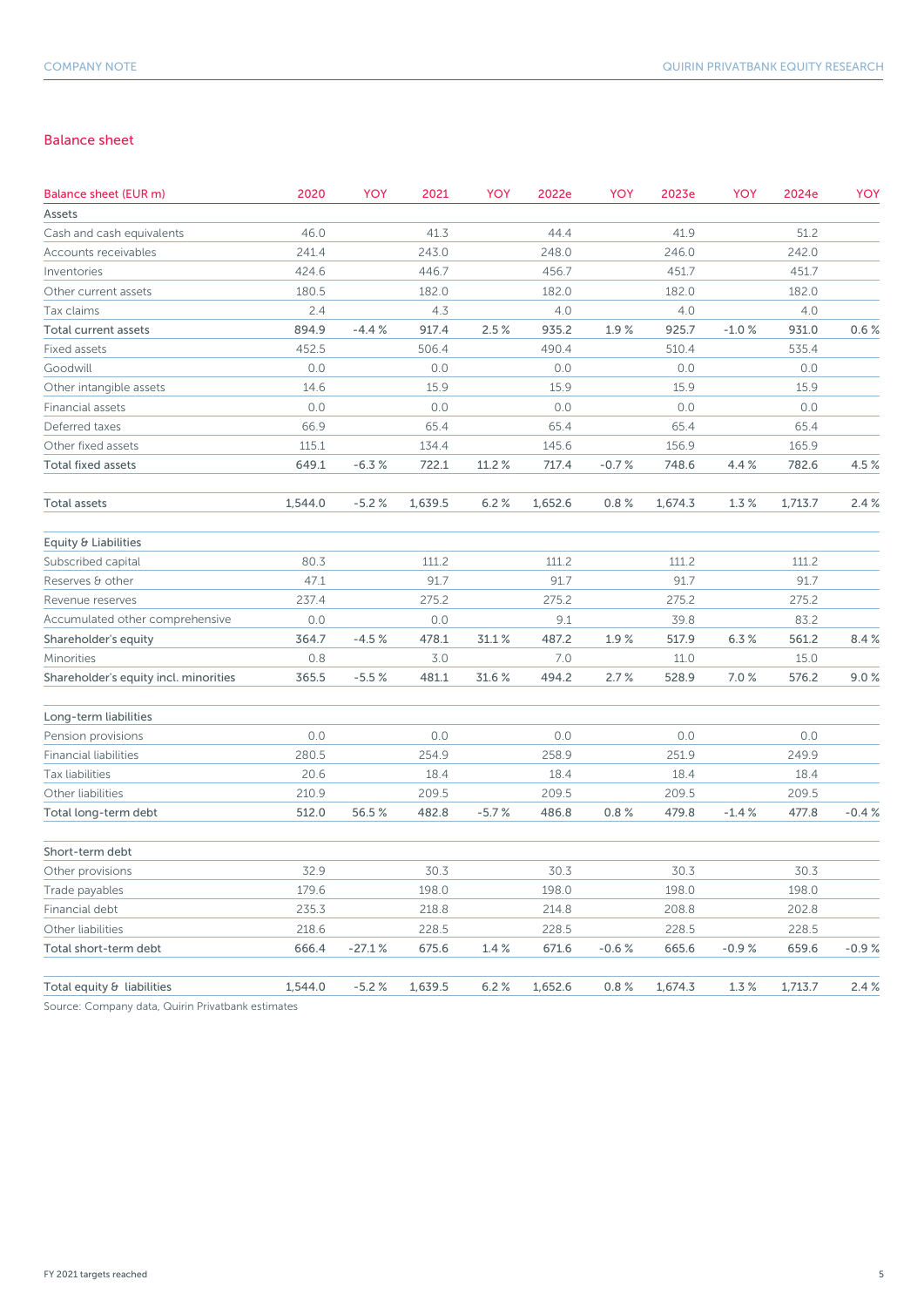## Balance sheet

| Balance sheet (EUR m) | 2020 | YOY | 2021 | YOY | 2022e | YOY | 2023e | YOY | 2024e | YOY |
|---|---|---|---|---|---|---|---|---|---|---|
| Assets | | | | | | | | | | |
| Cash and cash equivalents | 46.0 | | 41.3 | | 44.4 | | 41.9 | | 51.2 | |
| Accounts receivables | 241.4 | | 243.0 | | 248.0 | | 246.0 | | 242.0 | |
| Inventories | 424.6 | | 446.7 | | 456.7 | | 451.7 | | 451.7 | |
| Other current assets | 180.5 | | 182.0 | | 182.0 | | 182.0 | | 182.0 | |
| Tax claims | 2.4 | | 4.3 | | 4.0 | | 4.0 | | 4.0 | |
| **Total current assets** | **894.9** | **-4.4 %** | **917.4** | **2.5 %** | **935.2** | **1.9 %** | **925.7** | **-1.0 %** | **931.0** | **0.6 %** |
| Fixed assets | 452.5 | | 506.4 | | 490.4 | | 510.4 | | 535.4 | |
| Goodwill | 0.0 | | 0.0 | | 0.0 | | 0.0 | | 0.0 | |
| Other intangible assets | 14.6 | | 15.9 | | 15.9 | | 15.9 | | 15.9 | |
| Financial assets | 0.0 | | 0.0 | | 0.0 | | 0.0 | | 0.0 | |
| Deferred taxes | 66.9 | | 65.4 | | 65.4 | | 65.4 | | 65.4 | |
| Other fixed assets | 115.1 | | 134.4 | | 145.6 | | 156.9 | | 165.9 | |
| **Total fixed assets** | **649.1** | **-6.3 %** | **722.1** | **11.2 %** | **717.4** | **-0.7 %** | **748.6** | **4.4 %** | **782.6** | **4.5 %** |
| | | | | | | | | | | |
| **Total assets** | **1,544.0** | **-5.2 %** | **1,639.5** | **6.2 %** | **1,652.6** | **0.8 %** | **1,674.3** | **1.3 %** | **1,713.7** | **2.4 %** |
| | | | | | | | | | | |
| Equity & Liabilities | | | | | | | | | | |
| Subscribed capital | 80.3 | | 111.2 | | 111.2 | | 111.2 | | 111.2 | |
| Reserves & other | 47.1 | | 91.7 | | 91.7 | | 91.7 | | 91.7 | |
| Revenue reserves | 237.4 | | 275.2 | | 275.2 | | 275.2 | | 275.2 | |
| Accumulated other comprehensive | 0.0 | | 0.0 | | 9.1 | | 39.8 | | 83.2 | |
| **Shareholder's equity** | **364.7** | **-4.5 %** | **478.1** | **31.1 %** | **487.2** | **1.9 %** | **517.9** | **6.3 %** | **561.2** | **8.4 %** |
| Minorities | 0.8 | | 3.0 | | 7.0 | | 11.0 | | 15.0 | |
| **Shareholder's equity incl. minorities** | **365.5** | **-5.5 %** | **481.1** | **31.6 %** | **494.2** | **2.7 %** | **528.9** | **7.0 %** | **576.2** | **9.0 %** |
| | | | | | | | | | | |
| Long-term liabilities | | | | | | | | | | |
| Pension provisions | 0.0 | | 0.0 | | 0.0 | | 0.0 | | 0.0 | |
| Financial liabilities | 280.5 | | 254.9 | | 258.9 | | 251.9 | | 249.9 | |
| Tax liabilities | 20.6 | | 18.4 | | 18.4 | | 18.4 | | 18.4 | |
| Other liabilities | 210.9 | | 209.5 | | 209.5 | | 209.5 | | 209.5 | |
| **Total long-term debt** | **512.0** | **56.5 %** | **482.8** | **-5.7 %** | **486.8** | **0.8 %** | **479.8** | **-1.4 %** | **477.8** | **-0.4 %** |
| | | | | | | | | | | |
| Short-term debt | | | | | | | | | | |
| Other provisions | 32.9 | | 30.3 | | 30.3 | | 30.3 | | 30.3 | |
| Trade payables | 179.6 | | 198.0 | | 198.0 | | 198.0 | | 198.0 | |
| Financial debt | 235.3 | | 218.8 | | 214.8 | | 208.8 | | 202.8 | |
| Other liabilities | 218.6 | | 228.5 | | 228.5 | | 228.5 | | 228.5 | |
| **Total short-term debt** | **666.4** | **-27.1 %** | **675.6** | **1.4 %** | **671.6** | **-0.6 %** | **665.6** | **-0.9 %** | **659.6** | **-0.9 %** |
| | | | | | | | | | | |
| **Total equity & liabilities** | **1,544.0** | **-5.2 %** | **1,639.5** | **6.2 %** | **1,652.6** | **0.8 %** | **1,674.3** | **1.3 %** | **1,713.7** | **2.4 %** |

Source: Company data, Quirin Privatbank estimates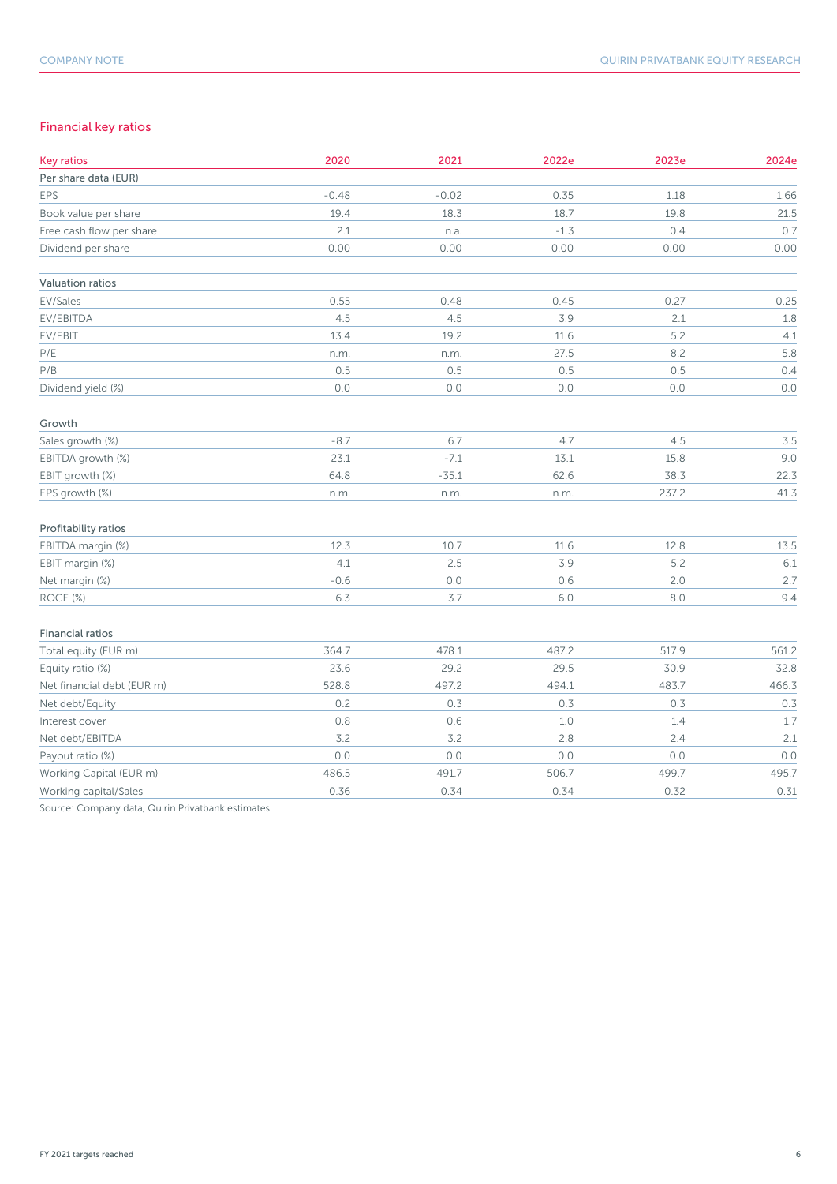## Financial key ratios

| Key ratios | 2020 | 2021 | 2022e | 2023e | 2024e |
|---|---|---|---|---|---|
| **Per share data (EUR)** | | | | | |
| EPS | -0.48 | -0.02 | 0.35 | 1.18 | 1.66 |
| Book value per share | 19.4 | 18.3 | 18.7 | 19.8 | 21.5 |
| Free cash flow per share | 2.1 | n.a. | -1.3 | 0.4 | 0.7 |
| Dividend per share | 0.00 | 0.00 | 0.00 | 0.00 | 0.00 |
| | | | | | |
| **Valuation ratios** | | | | | |
| EV/Sales | 0.55 | 0.48 | 0.45 | 0.27 | 0.25 |
| EV/EBITDA | 4.5 | 4.5 | 3.9 | 2.1 | 1.8 |
| EV/EBIT | 13.4 | 19.2 | 11.6 | 5.2 | 4.1 |
| P/E | n.m. | n.m. | 27.5 | 8.2 | 5.8 |
| P/B | 0.5 | 0.5 | 0.5 | 0.5 | 0.4 |
| Dividend yield (%) | 0.0 | 0.0 | 0.0 | 0.0 | 0.0 |
| | | | | | |
| **Growth** | | | | | |
| Sales growth (%) | -8.7 | 6.7 | 4.7 | 4.5 | 3.5 |
| EBITDA growth (%) | 23.1 | -7.1 | 13.1 | 15.8 | 9.0 |
| EBIT growth (%) | 64.8 | -35.1 | 62.6 | 38.3 | 22.3 |
| EPS growth (%) | n.m. | n.m. | n.m. | 237.2 | 41.3 |
| | | | | | |
| **Profitability ratios** | | | | | |
| EBITDA margin (%) | 12.3 | 10.7 | 11.6 | 12.8 | 13.5 |
| EBIT margin (%) | 4.1 | 2.5 | 3.9 | 5.2 | 6.1 |
| Net margin (%) | -0.6 | 0.0 | 0.6 | 2.0 | 2.7 |
| ROCE (%) | 6.3 | 3.7 | 6.0 | 8.0 | 9.4 |
| | | | | | |
| **Financial ratios** | | | | | |
| Total equity (EUR m) | 364.7 | 478.1 | 487.2 | 517.9 | 561.2 |
| Equity ratio (%) | 23.6 | 29.2 | 29.5 | 30.9 | 32.8 |
| Net financial debt (EUR m) | 528.8 | 497.2 | 494.1 | 483.7 | 466.3 |
| Net debt/Equity | 0.2 | 0.3 | 0.3 | 0.3 | 0.3 |
| Interest cover | 0.8 | 0.6 | 1.0 | 1.4 | 1.7 |
| Net debt/EBITDA | 3.2 | 3.2 | 2.8 | 2.4 | 2.1 |
| Payout ratio (%) | 0.0 | 0.0 | 0.0 | 0.0 | 0.0 |
| Working Capital (EUR m) | 486.5 | 491.7 | 506.7 | 499.7 | 495.7 |
| Working capital/Sales | 0.36 | 0.34 | 0.34 | 0.32 | 0.31 |

Source: Company data, Quirin Privatbank estimates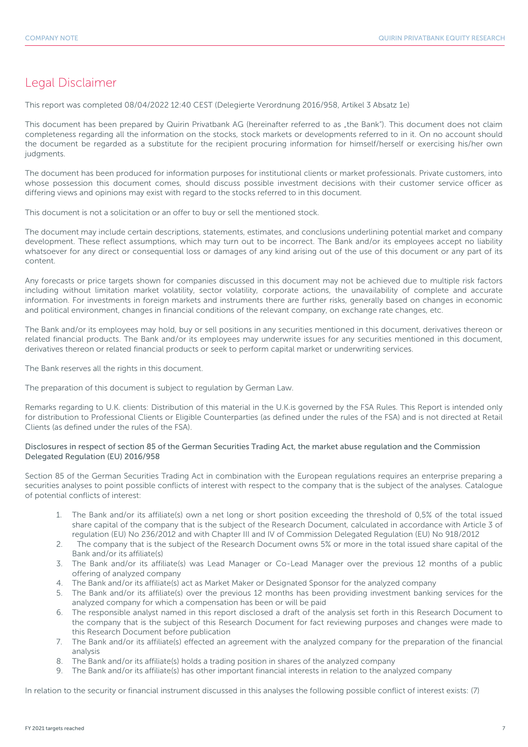# Legal Disclaimer

This report was completed 08/04/2022 12:40 CEST (Delegierte Verordnung 2016/958, Artikel 3 Absatz 1e)

This document has been prepared by Quirin Privatbank AG (hereinafter referred to as „the Bank"). This document does not claim completeness regarding all the information on the stocks, stock markets or developments referred to in it. On no account should the document be regarded as a substitute for the recipient procuring information for himself/herself or exercising his/her own judgments.

The document has been produced for information purposes for institutional clients or market professionals. Private customers, into whose possession this document comes, should discuss possible investment decisions with their customer service officer as differing views and opinions may exist with regard to the stocks referred to in this document.

This document is not a solicitation or an offer to buy or sell the mentioned stock.

The document may include certain descriptions, statements, estimates, and conclusions underlining potential market and company development. These reflect assumptions, which may turn out to be incorrect. The Bank and/or its employees accept no liability whatsoever for any direct or consequential loss or damages of any kind arising out of the use of this document or any part of its content.

Any forecasts or price targets shown for companies discussed in this document may not be achieved due to multiple risk factors including without limitation market volatility, sector volatility, corporate actions, the unavailability of complete and accurate information. For investments in foreign markets and instruments there are further risks, generally based on changes in economic and political environment, changes in financial conditions of the relevant company, on exchange rate changes, etc.

The Bank and/or its employees may hold, buy or sell positions in any securities mentioned in this document, derivatives thereon or related financial products. The Bank and/or its employees may underwrite issues for any securities mentioned in this document, derivatives thereon or related financial products or seek to perform capital market or underwriting services.

The Bank reserves all the rights in this document.

The preparation of this document is subject to regulation by German Law.

Remarks regarding to U.K. clients: Distribution of this material in the U.K.is governed by the FSA Rules. This Report is intended only for distribution to Professional Clients or Eligible Counterparties (as defined under the rules of the FSA) and is not directed at Retail Clients (as defined under the rules of the FSA).

Disclosures in respect of section 85 of the German Securities Trading Act, the market abuse regulation and the Commission Delegated Regulation (EU) 2016/958

Section 85 of the German Securities Trading Act in combination with the European regulations requires an enterprise preparing a securities analyses to point possible conflicts of interest with respect to the company that is the subject of the analyses. Catalogue of potential conflicts of interest:

1. The Bank and/or its affiliate(s) own a net long or short position exceeding the threshold of 0,5% of the total issued share capital of the company that is the subject of the Research Document, calculated in accordance with Article 3 of regulation (EU) No 236/2012 and with Chapter III and IV of Commission Delegated Regulation (EU) No 918/2012
2. The company that is the subject of the Research Document owns 5% or more in the total issued share capital of the Bank and/or its affiliate(s)
3. The Bank and/or its affiliate(s) was Lead Manager or Co-Lead Manager over the previous 12 months of a public offering of analyzed company
4. The Bank and/or its affiliate(s) act as Market Maker or Designated Sponsor for the analyzed company
5. The Bank and/or its affiliate(s) over the previous 12 months has been providing investment banking services for the analyzed company for which a compensation has been or will be paid
6. The responsible analyst named in this report disclosed a draft of the analysis set forth in this Research Document to the company that is the subject of this Research Document for fact reviewing purposes and changes were made to this Research Document before publication
7. The Bank and/or its affiliate(s) effected an agreement with the analyzed company for the preparation of the financial analysis
8. The Bank and/or its affiliate(s) holds a trading position in shares of the analyzed company
9. The Bank and/or its affiliate(s) has other important financial interests in relation to the analyzed company

In relation to the security or financial instrument discussed in this analyses the following possible conflict of interest exists: (7)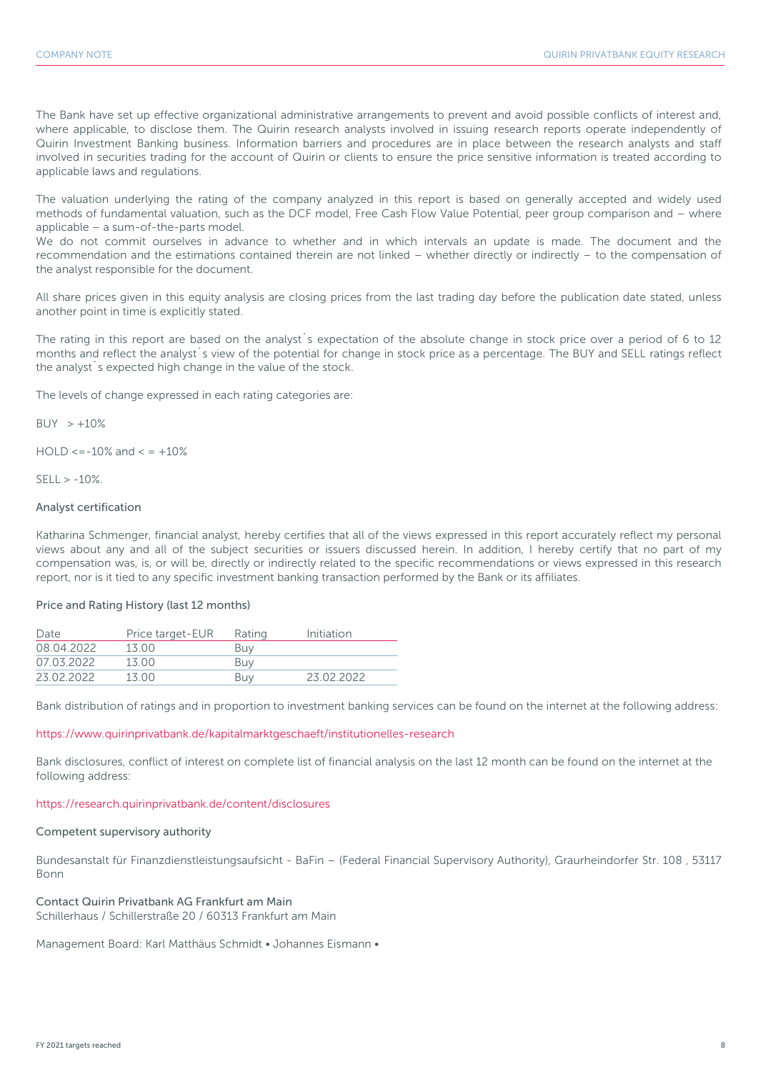The Bank have set up effective organizational administrative arrangements to prevent and avoid possible conflicts of interest and, where applicable, to disclose them. The Quirin research analysts involved in issuing research reports operate independently of Quirin Investment Banking business. Information barriers and procedures are in place between the research analysts and staff involved in securities trading for the account of Quirin or clients to ensure the price sensitive information is treated according to applicable laws and regulations.

The valuation underlying the rating of the company analyzed in this report is based on generally accepted and widely used methods of fundamental valuation, such as the DCF model, Free Cash Flow Value Potential, peer group comparison and – where applicable – a sum-of-the-parts model.
We do not commit ourselves in advance to whether and in which intervals an update is made. The document and the recommendation and the estimations contained therein are not linked – whether directly or indirectly – to the compensation of the analyst responsible for the document.

All share prices given in this equity analysis are closing prices from the last trading day before the publication date stated, unless another point in time is explicitly stated.

The rating in this report are based on the analyst´s expectation of the absolute change in stock price over a period of 6 to 12 months and reflect the analyst´s view of the potential for change in stock price as a percentage. The BUY and SELL ratings reflect the analyst´s expected high change in the value of the stock.

The levels of change expressed in each rating categories are:

BUY > +10%

HOLD <=-10% and < = +10%

SELL > -10%.

### Analyst certification

Katharina Schmenger, financial analyst, hereby certifies that all of the views expressed in this report accurately reflect my personal views about any and all of the subject securities or issuers discussed herein. In addition, I hereby certify that no part of my compensation was, is, or will be, directly or indirectly related to the specific recommendations or views expressed in this research report, nor is it tied to any specific investment banking transaction performed by the Bank or its affiliates.

### Price and Rating History (last 12 months)

| Date | Price target-EUR | Rating | Initiation |
|---|---|---|---|
| 08.04.2022 | 13.00 | Buy | |
| 07.03.2022 | 13.00 | Buy | |
| 23.02.2022 | 13.00 | Buy | 23.02.2022 |

Bank distribution of ratings and in proportion to investment banking services can be found on the internet at the following address:

https://www.quirinprivatbank.de/kapitalmarktgeschaeft/institutionelles-research

Bank disclosures, conflict of interest on complete list of financial analysis on the last 12 month can be found on the internet at the following address:

https://research.quirinprivatbank.de/content/disclosures

### Competent supervisory authority

Bundesanstalt für Finanzdienstleistungsaufsicht - BaFin – (Federal Financial Supervisory Authority), Graurheindorfer Str. 108 , 53117 Bonn

### Contact Quirin Privatbank AG Frankfurt am Main

Schillerhaus / Schillerstraße 20 / 60313 Frankfurt am Main

Management Board: Karl Matthäus Schmidt • Johannes Eismann •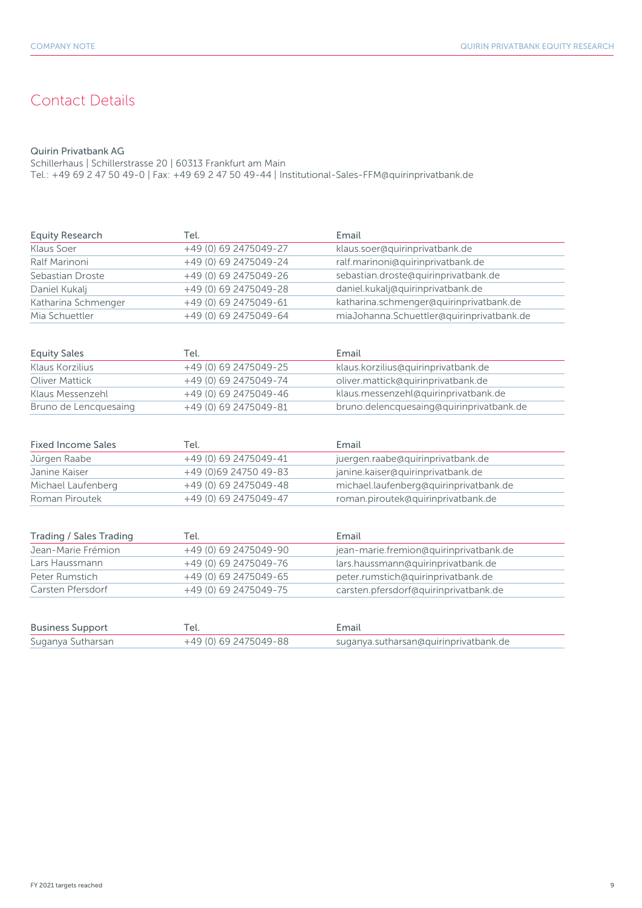# Contact Details

Quirin Privatbank AG
Schillerhaus | Schillerstrasse 20 | 60313 Frankfurt am Main
Tel.: +49 69 2 47 50 49-0 | Fax: +49 69 2 47 50 49-44 | Institutional-Sales-FFM@quirinprivatbank.de

| Equity Research | Tel. | Email |
|---|---|---|
| Klaus Soer | +49 (0) 69 2475049-27 | klaus.soer@quirinprivatbank.de |
| Ralf Marinoni | +49 (0) 69 2475049-24 | ralf.marinoni@quirinprivatbank.de |
| Sebastian Droste | +49 (0) 69 2475049-26 | sebastian.droste@quirinprivatbank.de |
| Daniel Kukalj | +49 (0) 69 2475049-28 | daniel.kukalj@quirinprivatbank.de |
| Katharina Schmenger | +49 (0) 69 2475049-61 | katharina.schmenger@quirinprivatbank.de |
| Mia Schuettler | +49 (0) 69 2475049-64 | miaJohanna.Schuettler@quirinprivatbank.de |

| Equity Sales | Tel. | Email |
|---|---|---|
| Klaus Korzilius | +49 (0) 69 2475049-25 | klaus.korzilius@quirinprivatbank.de |
| Oliver Mattick | +49 (0) 69 2475049-74 | oliver.mattick@quirinprivatbank.de |
| Klaus Messenzehl | +49 (0) 69 2475049-46 | klaus.messenzehl@quirinprivatbank.de |
| Bruno de Lencquesaing | +49 (0) 69 2475049-81 | bruno.delencquesaing@quirinprivatbank.de |

| Fixed Income Sales | Tel. | Email |
|---|---|---|
| Jürgen Raabe | +49 (0) 69 2475049-41 | juergen.raabe@quirinprivatbank.de |
| Janine Kaiser | +49 (0)69 24750 49-83 | janine.kaiser@quirinprivatbank.de |
| Michael Laufenberg | +49 (0) 69 2475049-48 | michael.laufenberg@quirinprivatbank.de |
| Roman Piroutek | +49 (0) 69 2475049-47 | roman.piroutek@quirinprivatbank.de |

| Trading / Sales Trading | Tel. | Email |
|---|---|---|
| Jean-Marie Frémion | +49 (0) 69 2475049-90 | jean-marie.fremion@quirinprivatbank.de |
| Lars Haussmann | +49 (0) 69 2475049-76 | lars.haussmann@quirinprivatbank.de |
| Peter Rumstich | +49 (0) 69 2475049-65 | peter.rumstich@quirinprivatbank.de |
| Carsten Pfersdorf | +49 (0) 69 2475049-75 | carsten.pfersdorf@quirinprivatbank.de |

| Business Support | Tel. | Email |
|---|---|---|
| Suganya Sutharsan | +49 (0) 69 2475049-88 | suganya.sutharsan@quirinprivatbank.de |